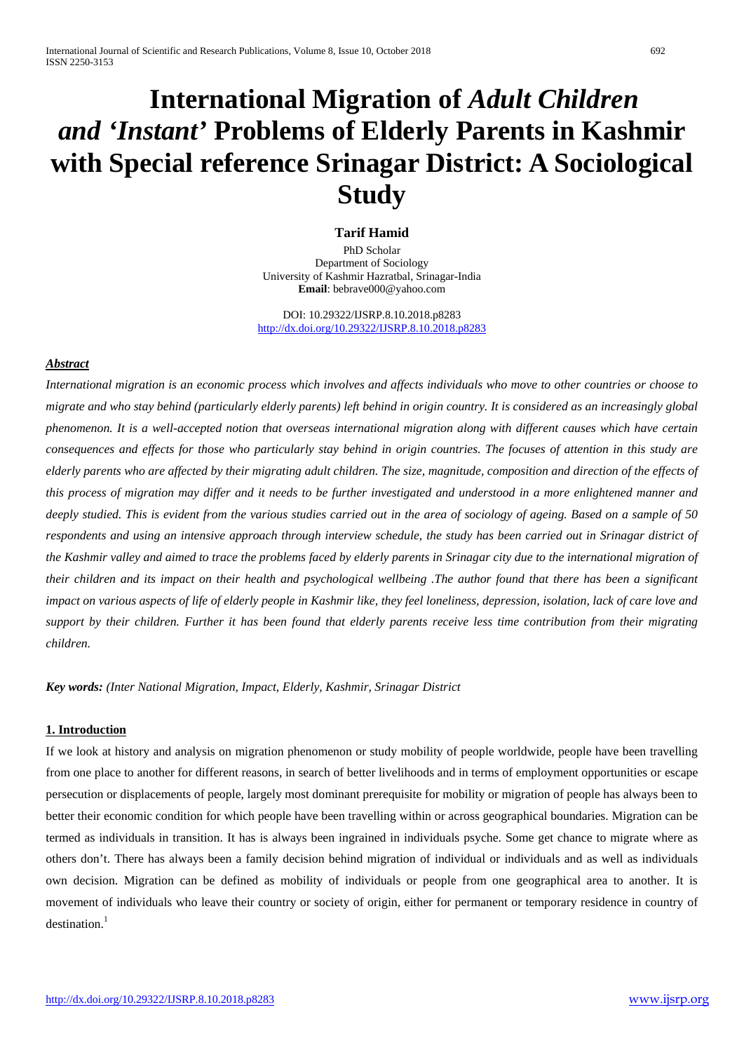# International Migration of *Adult Children and 'Instant'* Problems of Elderly Parents in Kashmir with Special reference Srinagar District: A Sociological Study

**Tarif Hamid**

PhD Scholar
Department of Sociology
University of Kashmir Hazratbal, Srinagar-India
**Email**: bebrave000@yahoo.com

DOI: 10.29322/IJSRP.8.10.2018.p8283
http://dx.doi.org/10.29322/IJSRP.8.10.2018.p8283

***Abstract***

*International migration is an economic process which involves and affects individuals who move to other countries or choose to migrate and who stay behind (particularly elderly parents) left behind in origin country. It is considered as an increasingly global phenomenon. It is a well-accepted notion that overseas international migration along with different causes which have certain consequences and effects for those who particularly stay behind in origin countries. The focuses of attention in this study are elderly parents who are affected by their migrating adult children. The size, magnitude, composition and direction of the effects of this process of migration may differ and it needs to be further investigated and understood in a more enlightened manner and deeply studied. This is evident from the various studies carried out in the area of sociology of ageing. Based on a sample of 50 respondents and using an intensive approach through interview schedule, the study has been carried out in Srinagar district of the Kashmir valley and aimed to trace the problems faced by elderly parents in Srinagar city due to the international migration of their children and its impact on their health and psychological wellbeing .The author found that there has been a significant impact on various aspects of life of elderly people in Kashmir like, they feel loneliness, depression, isolation, lack of care love and support by their children. Further it has been found that elderly parents receive less time contribution from their migrating children.*

***Key words:*** *(Inter National Migration, Impact, Elderly, Kashmir, Srinagar District*

## 1. Introduction

If we look at history and analysis on migration phenomenon or study mobility of people worldwide, people have been travelling from one place to another for different reasons, in search of better livelihoods and in terms of employment opportunities or escape persecution or displacements of people, largely most dominant prerequisite for mobility or migration of people has always been to better their economic condition for which people have been travelling within or across geographical boundaries. Migration can be termed as individuals in transition. It has is always been ingrained in individuals psyche. Some get chance to migrate where as others don't. There has always been a family decision behind migration of individual or individuals and as well as individuals own decision. Migration can be defined as mobility of individuals or people from one geographical area to another. It is movement of individuals who leave their country or society of origin, either for permanent or temporary residence in country of destination.[1]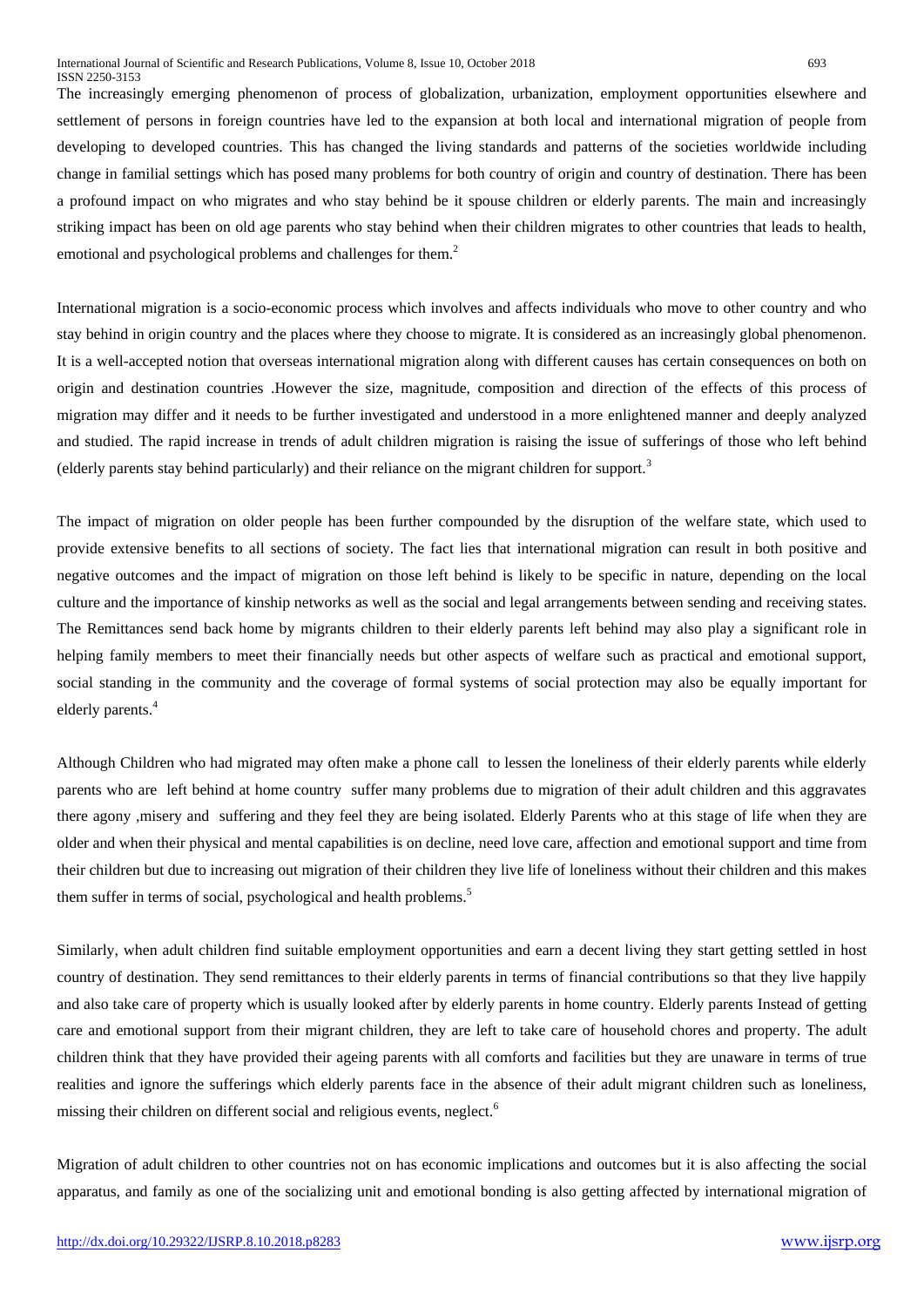The increasingly emerging phenomenon of process of globalization, urbanization, employment opportunities elsewhere and settlement of persons in foreign countries have led to the expansion at both local and international migration of people from developing to developed countries. This has changed the living standards and patterns of the societies worldwide including change in familial settings which has posed many problems for both country of origin and country of destination. There has been a profound impact on who migrates and who stay behind be it spouse children or elderly parents. The main and increasingly striking impact has been on old age parents who stay behind when their children migrates to other countries that leads to health, emotional and psychological problems and challenges for them.[2]

International migration is a socio-economic process which involves and affects individuals who move to other country and who stay behind in origin country and the places where they choose to migrate. It is considered as an increasingly global phenomenon. It is a well-accepted notion that overseas international migration along with different causes has certain consequences on both on origin and destination countries .However the size, magnitude, composition and direction of the effects of this process of migration may differ and it needs to be further investigated and understood in a more enlightened manner and deeply analyzed and studied. The rapid increase in trends of adult children migration is raising the issue of sufferings of those who left behind (elderly parents stay behind particularly) and their reliance on the migrant children for support.[3]

The impact of migration on older people has been further compounded by the disruption of the welfare state, which used to provide extensive benefits to all sections of society. The fact lies that international migration can result in both positive and negative outcomes and the impact of migration on those left behind is likely to be specific in nature, depending on the local culture and the importance of kinship networks as well as the social and legal arrangements between sending and receiving states. The Remittances send back home by migrants children to their elderly parents left behind may also play a significant role in helping family members to meet their financially needs but other aspects of welfare such as practical and emotional support, social standing in the community and the coverage of formal systems of social protection may also be equally important for elderly parents.[4]

Although Children who had migrated may often make a phone call to lessen the loneliness of their elderly parents while elderly parents who are left behind at home country suffer many problems due to migration of their adult children and this aggravates there agony ,misery and suffering and they feel they are being isolated. Elderly Parents who at this stage of life when they are older and when their physical and mental capabilities is on decline, need love care, affection and emotional support and time from their children but due to increasing out migration of their children they live life of loneliness without their children and this makes them suffer in terms of social, psychological and health problems.[5]

Similarly, when adult children find suitable employment opportunities and earn a decent living they start getting settled in host country of destination. They send remittances to their elderly parents in terms of financial contributions so that they live happily and also take care of property which is usually looked after by elderly parents in home country. Elderly parents Instead of getting care and emotional support from their migrant children, they are left to take care of household chores and property. The adult children think that they have provided their ageing parents with all comforts and facilities but they are unaware in terms of true realities and ignore the sufferings which elderly parents face in the absence of their adult migrant children such as loneliness, missing their children on different social and religious events, neglect.[6]

Migration of adult children to other countries not on has economic implications and outcomes but it is also affecting the social apparatus, and family as one of the socializing unit and emotional bonding is also getting affected by international migration of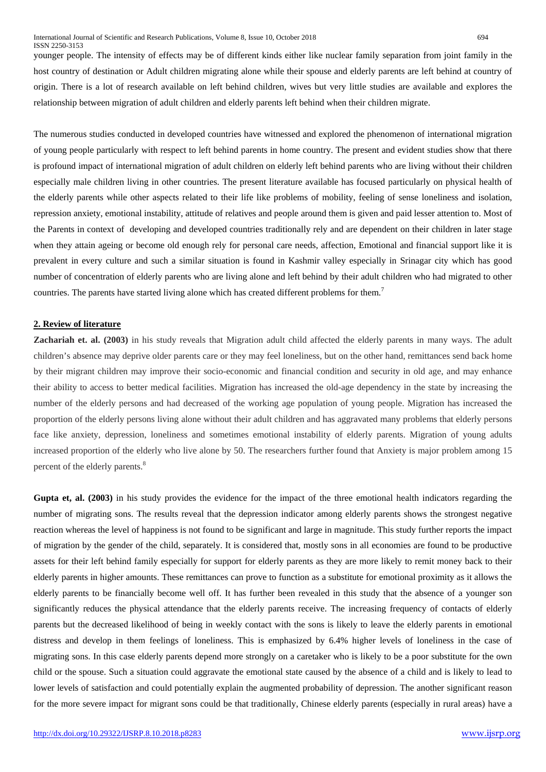younger people. The intensity of effects may be of different kinds either like nuclear family separation from joint family in the host country of destination or Adult children migrating alone while their spouse and elderly parents are left behind at country of origin. There is a lot of research available on left behind children, wives but very little studies are available and explores the relationship between migration of adult children and elderly parents left behind when their children migrate.

The numerous studies conducted in developed countries have witnessed and explored the phenomenon of international migration of young people particularly with respect to left behind parents in home country. The present and evident studies show that there is profound impact of international migration of adult children on elderly left behind parents who are living without their children especially male children living in other countries. The present literature available has focused particularly on physical health of the elderly parents while other aspects related to their life like problems of mobility, feeling of sense loneliness and isolation, repression anxiety, emotional instability, attitude of relatives and people around them is given and paid lesser attention to. Most of the Parents in context of developing and developed countries traditionally rely and are dependent on their children in later stage when they attain ageing or become old enough rely for personal care needs, affection, Emotional and financial support like it is prevalent in every culture and such a similar situation is found in Kashmir valley especially in Srinagar city which has good number of concentration of elderly parents who are living alone and left behind by their adult children who had migrated to other countries. The parents have started living alone which has created different problems for them.[7]

## 2. Review of literature

**Zachariah et. al. (2003)** in his study reveals that Migration adult child affected the elderly parents in many ways. The adult children's absence may deprive older parents care or they may feel loneliness, but on the other hand, remittances send back home by their migrant children may improve their socio-economic and financial condition and security in old age, and may enhance their ability to access to better medical facilities. Migration has increased the old-age dependency in the state by increasing the number of the elderly persons and had decreased of the working age population of young people. Migration has increased the proportion of the elderly persons living alone without their adult children and has aggravated many problems that elderly persons face like anxiety, depression, loneliness and sometimes emotional instability of elderly parents. Migration of young adults increased proportion of the elderly who live alone by 50. The researchers further found that Anxiety is major problem among 15 percent of the elderly parents.[8]

**Gupta et, al. (2003)** in his study provides the evidence for the impact of the three emotional health indicators regarding the number of migrating sons. The results reveal that the depression indicator among elderly parents shows the strongest negative reaction whereas the level of happiness is not found to be significant and large in magnitude. This study further reports the impact of migration by the gender of the child, separately. It is considered that, mostly sons in all economies are found to be productive assets for their left behind family especially for support for elderly parents as they are more likely to remit money back to their elderly parents in higher amounts. These remittances can prove to function as a substitute for emotional proximity as it allows the elderly parents to be financially become well off. It has further been revealed in this study that the absence of a younger son significantly reduces the physical attendance that the elderly parents receive. The increasing frequency of contacts of elderly parents but the decreased likelihood of being in weekly contact with the sons is likely to leave the elderly parents in emotional distress and develop in them feelings of loneliness. This is emphasized by 6.4% higher levels of loneliness in the case of migrating sons. In this case elderly parents depend more strongly on a caretaker who is likely to be a poor substitute for the own child or the spouse. Such a situation could aggravate the emotional state caused by the absence of a child and is likely to lead to lower levels of satisfaction and could potentially explain the augmented probability of depression. The another significant reason for the more severe impact for migrant sons could be that traditionally, Chinese elderly parents (especially in rural areas) have a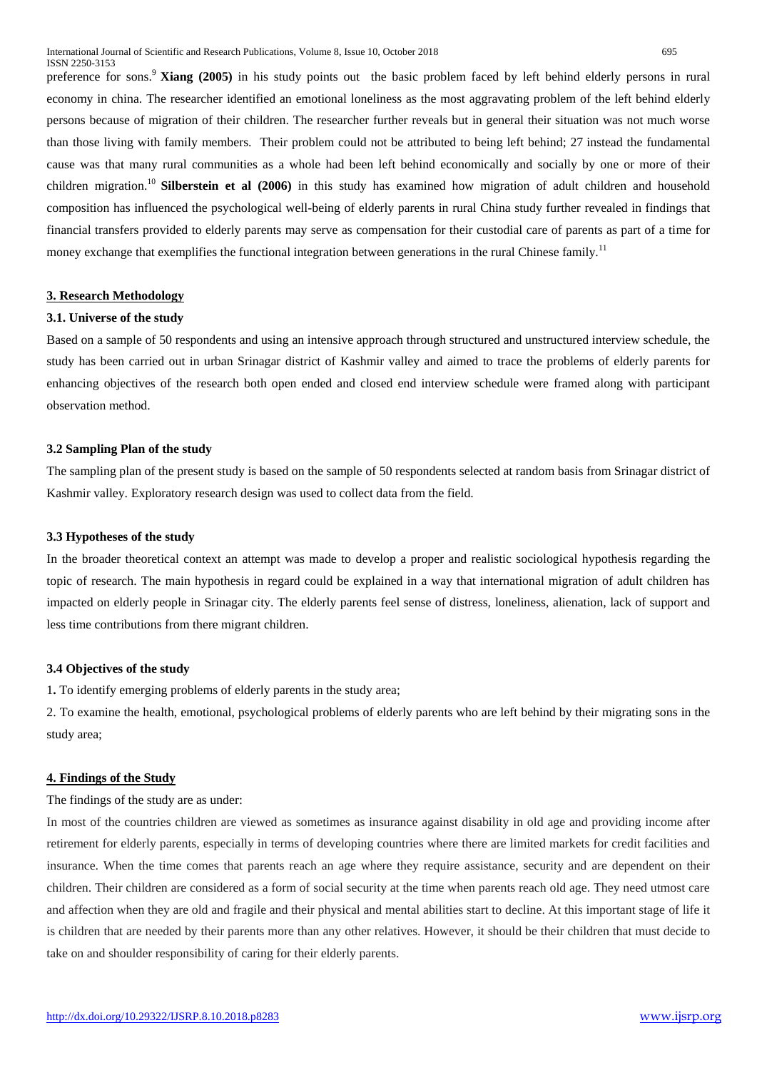preference for sons.[9] **Xiang (2005)** in his study points out the basic problem faced by left behind elderly persons in rural economy in china. The researcher identified an emotional loneliness as the most aggravating problem of the left behind elderly persons because of migration of their children. The researcher further reveals but in general their situation was not much worse than those living with family members. Their problem could not be attributed to being left behind; 27 instead the fundamental cause was that many rural communities as a whole had been left behind economically and socially by one or more of their children migration.[10] **Silberstein et al (2006)** in this study has examined how migration of adult children and household composition has influenced the psychological well-being of elderly parents in rural China study further revealed in findings that financial transfers provided to elderly parents may serve as compensation for their custodial care of parents as part of a time for money exchange that exemplifies the functional integration between generations in the rural Chinese family.[11]

## 3. Research Methodology

### 3.1. Universe of the study

Based on a sample of 50 respondents and using an intensive approach through structured and unstructured interview schedule, the study has been carried out in urban Srinagar district of Kashmir valley and aimed to trace the problems of elderly parents for enhancing objectives of the research both open ended and closed end interview schedule were framed along with participant observation method.

### 3.2 Sampling Plan of the study

The sampling plan of the present study is based on the sample of 50 respondents selected at random basis from Srinagar district of Kashmir valley. Exploratory research design was used to collect data from the field.

### 3.3 Hypotheses of the study

In the broader theoretical context an attempt was made to develop a proper and realistic sociological hypothesis regarding the topic of research. The main hypothesis in regard could be explained in a way that international migration of adult children has impacted on elderly people in Srinagar city. The elderly parents feel sense of distress, loneliness, alienation, lack of support and less time contributions from there migrant children.

### 3.4 Objectives of the study

1. To identify emerging problems of elderly parents in the study area;

2. To examine the health, emotional, psychological problems of elderly parents who are left behind by their migrating sons in the study area;

## 4. Findings of the Study

The findings of the study are as under:

In most of the countries children are viewed as sometimes as insurance against disability in old age and providing income after retirement for elderly parents, especially in terms of developing countries where there are limited markets for credit facilities and insurance. When the time comes that parents reach an age where they require assistance, security and are dependent on their children. Their children are considered as a form of social security at the time when parents reach old age. They need utmost care and affection when they are old and fragile and their physical and mental abilities start to decline. At this important stage of life it is children that are needed by their parents more than any other relatives. However, it should be their children that must decide to take on and shoulder responsibility of caring for their elderly parents.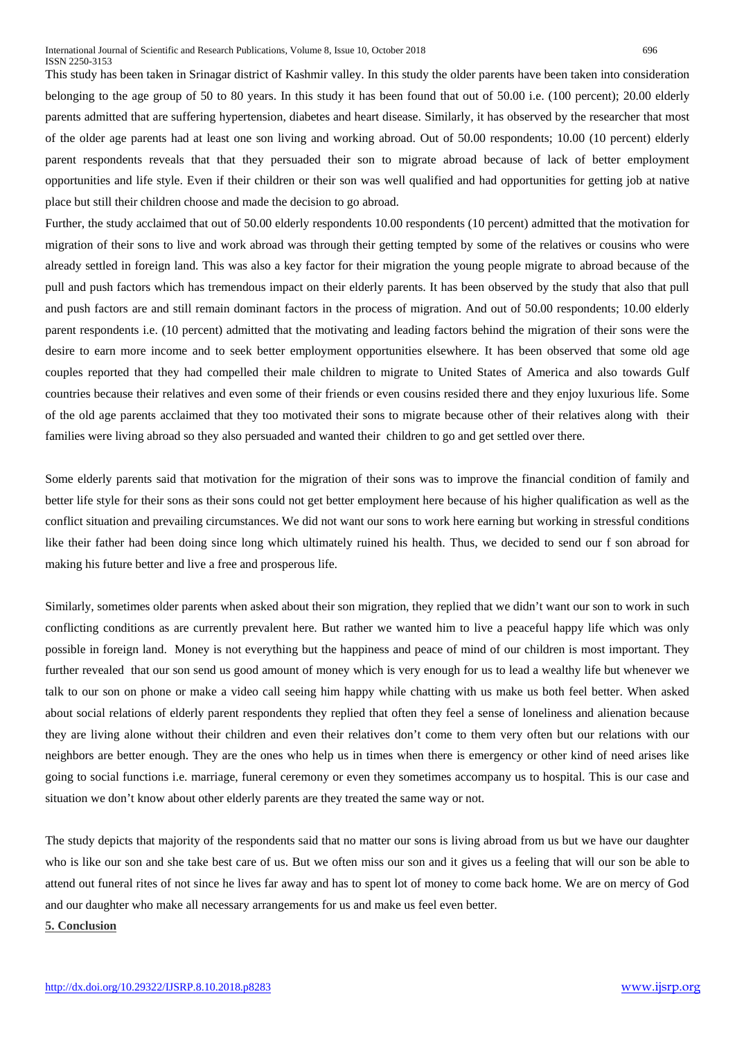This study has been taken in Srinagar district of Kashmir valley. In this study the older parents have been taken into consideration belonging to the age group of 50 to 80 years. In this study it has been found that out of 50.00 i.e. (100 percent); 20.00 elderly parents admitted that are suffering hypertension, diabetes and heart disease. Similarly, it has observed by the researcher that most of the older age parents had at least one son living and working abroad. Out of 50.00 respondents; 10.00 (10 percent) elderly parent respondents reveals that that they persuaded their son to migrate abroad because of lack of better employment opportunities and life style. Even if their children or their son was well qualified and had opportunities for getting job at native place but still their children choose and made the decision to go abroad.

Further, the study acclaimed that out of 50.00 elderly respondents 10.00 respondents (10 percent) admitted that the motivation for migration of their sons to live and work abroad was through their getting tempted by some of the relatives or cousins who were already settled in foreign land. This was also a key factor for their migration the young people migrate to abroad because of the pull and push factors which has tremendous impact on their elderly parents. It has been observed by the study that also that pull and push factors are and still remain dominant factors in the process of migration. And out of 50.00 respondents; 10.00 elderly parent respondents i.e. (10 percent) admitted that the motivating and leading factors behind the migration of their sons were the desire to earn more income and to seek better employment opportunities elsewhere. It has been observed that some old age couples reported that they had compelled their male children to migrate to United States of America and also towards Gulf countries because their relatives and even some of their friends or even cousins resided there and they enjoy luxurious life. Some of the old age parents acclaimed that they too motivated their sons to migrate because other of their relatives along with their families were living abroad so they also persuaded and wanted their children to go and get settled over there.

Some elderly parents said that motivation for the migration of their sons was to improve the financial condition of family and better life style for their sons as their sons could not get better employment here because of his higher qualification as well as the conflict situation and prevailing circumstances. We did not want our sons to work here earning but working in stressful conditions like their father had been doing since long which ultimately ruined his health. Thus, we decided to send our f son abroad for making his future better and live a free and prosperous life.

Similarly, sometimes older parents when asked about their son migration, they replied that we didn't want our son to work in such conflicting conditions as are currently prevalent here. But rather we wanted him to live a peaceful happy life which was only possible in foreign land. Money is not everything but the happiness and peace of mind of our children is most important. They further revealed that our son send us good amount of money which is very enough for us to lead a wealthy life but whenever we talk to our son on phone or make a video call seeing him happy while chatting with us make us both feel better. When asked about social relations of elderly parent respondents they replied that often they feel a sense of loneliness and alienation because they are living alone without their children and even their relatives don't come to them very often but our relations with our neighbors are better enough. They are the ones who help us in times when there is emergency or other kind of need arises like going to social functions i.e. marriage, funeral ceremony or even they sometimes accompany us to hospital. This is our case and situation we don't know about other elderly parents are they treated the same way or not.

The study depicts that majority of the respondents said that no matter our sons is living abroad from us but we have our daughter who is like our son and she take best care of us. But we often miss our son and it gives us a feeling that will our son be able to attend out funeral rites of not since he lives far away and has to spent lot of money to come back home. We are on mercy of God and our daughter who make all necessary arrangements for us and make us feel even better.

## 5. Conclusion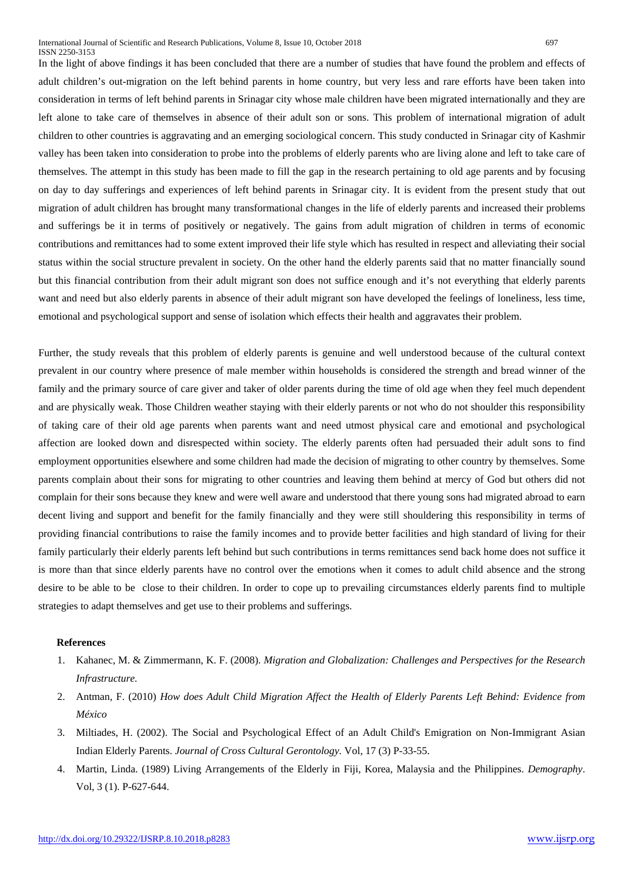In the light of above findings it has been concluded that there are a number of studies that have found the problem and effects of adult children's out-migration on the left behind parents in home country, but very less and rare efforts have been taken into consideration in terms of left behind parents in Srinagar city whose male children have been migrated internationally and they are left alone to take care of themselves in absence of their adult son or sons. This problem of international migration of adult children to other countries is aggravating and an emerging sociological concern. This study conducted in Srinagar city of Kashmir valley has been taken into consideration to probe into the problems of elderly parents who are living alone and left to take care of themselves. The attempt in this study has been made to fill the gap in the research pertaining to old age parents and by focusing on day to day sufferings and experiences of left behind parents in Srinagar city. It is evident from the present study that out migration of adult children has brought many transformational changes in the life of elderly parents and increased their problems and sufferings be it in terms of positively or negatively. The gains from adult migration of children in terms of economic contributions and remittances had to some extent improved their life style which has resulted in respect and alleviating their social status within the social structure prevalent in society. On the other hand the elderly parents said that no matter financially sound but this financial contribution from their adult migrant son does not suffice enough and it's not everything that elderly parents want and need but also elderly parents in absence of their adult migrant son have developed the feelings of loneliness, less time, emotional and psychological support and sense of isolation which effects their health and aggravates their problem.

Further, the study reveals that this problem of elderly parents is genuine and well understood because of the cultural context prevalent in our country where presence of male member within households is considered the strength and bread winner of the family and the primary source of care giver and taker of older parents during the time of old age when they feel much dependent and are physically weak. Those Children weather staying with their elderly parents or not who do not shoulder this responsibility of taking care of their old age parents when parents want and need utmost physical care and emotional and psychological affection are looked down and disrespected within society. The elderly parents often had persuaded their adult sons to find employment opportunities elsewhere and some children had made the decision of migrating to other country by themselves. Some parents complain about their sons for migrating to other countries and leaving them behind at mercy of God but others did not complain for their sons because they knew and were well aware and understood that there young sons had migrated abroad to earn decent living and support and benefit for the family financially and they were still shouldering this responsibility in terms of providing financial contributions to raise the family incomes and to provide better facilities and high standard of living for their family particularly their elderly parents left behind but such contributions in terms remittances send back home does not suffice it is more than that since elderly parents have no control over the emotions when it comes to adult child absence and the strong desire to be able to be close to their children. In order to cope up to prevailing circumstances elderly parents find to multiple strategies to adapt themselves and get use to their problems and sufferings.

**References**

1. Kahanec, M. & Zimmermann, K. F. (2008). *Migration and Globalization: Challenges and Perspectives for the Research Infrastructure.*
2. Antman, F. (2010) *How does Adult Child Migration Affect the Health of Elderly Parents Left Behind: Evidence from México*
3. Miltiades, H. (2002). The Social and Psychological Effect of an Adult Child's Emigration on Non-Immigrant Asian Indian Elderly Parents. *Journal of Cross Cultural Gerontology.* Vol, 17 (3) P-33-55.
4. Martin, Linda. (1989) Living Arrangements of the Elderly in Fiji, Korea, Malaysia and the Philippines. *Demography*. Vol, 3 (1). P-627-644.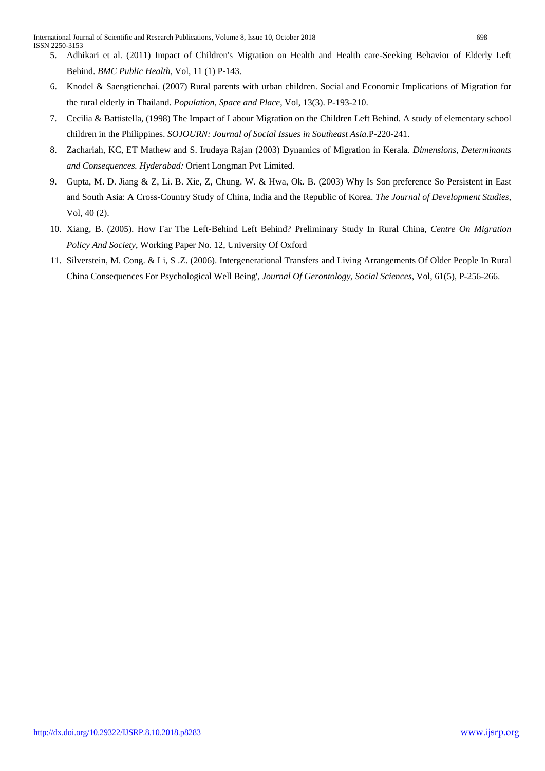5. Adhikari et al. (2011) Impact of Children's Migration on Health and Health care-Seeking Behavior of Elderly Left Behind. *BMC Public Health*, Vol, 11 (1) P-143.
6. Knodel & Saengtienchai. (2007) Rural parents with urban children. Social and Economic Implications of Migration for the rural elderly in Thailand. *Population, Space and Place*, Vol, 13(3). P-193-210.
7. Cecilia & Battistella, (1998) The Impact of Labour Migration on the Children Left Behind. A study of elementary school children in the Philippines. *SOJOURN: Journal of Social Issues in Southeast Asia*.P-220-241.
8. Zachariah, KC, ET Mathew and S. Irudaya Rajan (2003) Dynamics of Migration in Kerala. *Dimensions, Determinants and Consequences. Hyderabad:* Orient Longman Pvt Limited.
9. Gupta, M. D. Jiang & Z, Li. B. Xie, Z, Chung. W. & Hwa, Ok. B. (2003) Why Is Son preference So Persistent in East and South Asia: A Cross-Country Study of China, India and the Republic of Korea. *The Journal of Development Studies*, Vol, 40 (2).
10. Xiang, B. (2005). How Far The Left-Behind Left Behind? Preliminary Study In Rural China, *Centre On Migration Policy And Society*, Working Paper No. 12, University Of Oxford
11. Silverstein, M. Cong. & Li, S .Z. (2006). Intergenerational Transfers and Living Arrangements Of Older People In Rural China Consequences For Psychological Well Being', *Journal Of Gerontology, Social Sciences*, Vol, 61(5), P-256-266.